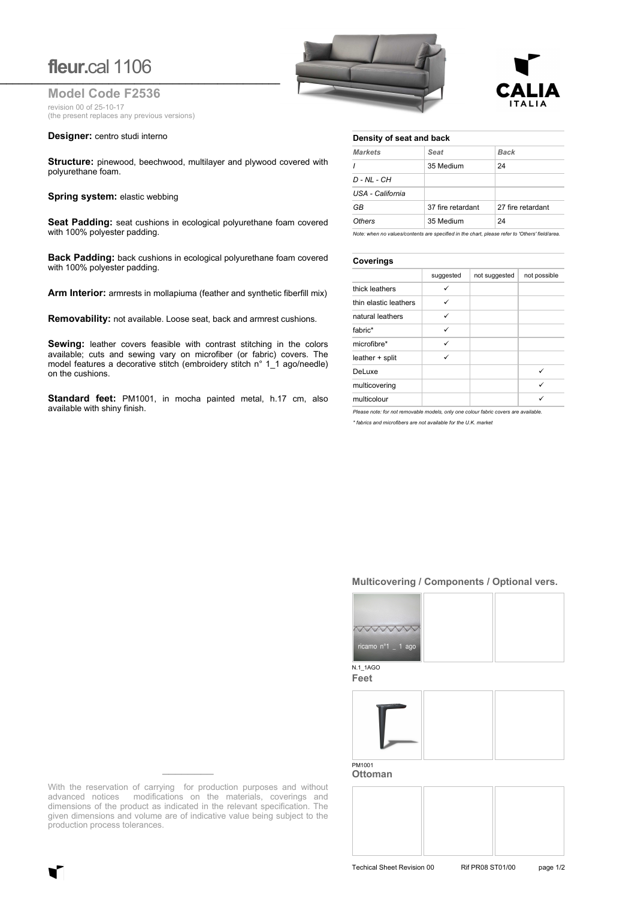# fleur.cal 1106

## Model Code F2536

revision 00 of 25-10-17
(the present replaces any previous versions)

**Designer:** centro studi interno

**Structure:** pinewood, beechwood, multilayer and plywood covered with polyurethane foam.

**Spring system:** elastic webbing

**Seat Padding:** seat cushions in ecological polyurethane foam covered with 100% polyester padding.

**Back Padding:** back cushions in ecological polyurethane foam covered with 100% polyester padding.

**Arm Interior:** armrests in mollapiuma (feather and synthetic fiberfill mix)

**Removability:** not available. Loose seat, back and armrest cushions.

**Sewing:** leather covers feasible with contrast stitching in the colors available; cuts and sewing vary on microfiber (or fabric) covers. The model features a decorative stitch (embroidery stitch n° 1_1 ago/needle) on the cushions.

**Standard feet:** PM1001, in mocha painted metal, h.17 cm, also available with shiny finish.

### Density of seat and back

| *Markets* | *Seat* | *Back* |
|---|---|---|
| *I* | 35 Medium | 24 |
| *D - NL - CH* | | |
| *USA - California* | | |
| *GB* | 37 fire retardant | 27 fire retardant |
| *Others* | 35 Medium | 24 |

*Note: when no values/contents are specified in the chart, please refer to 'Others' field/area.*

### Coverings

| | suggested | not suggested | not possible |
|---|---|---|---|
| thick leathers | ✓ | | |
| thin elastic leathers | ✓ | | |
| natural leathers | ✓ | | |
| fabric* | ✓ | | |
| microfibre* | ✓ | | |
| leather + split | ✓ | | |
| DeLuxe | | | ✓ |
| multicovering | | | ✓ |
| multicolour | | | ✓ |

*Please note: for not removable models, only one colour fabric covers are available.*

** fabrics and microfibers are not available for the U.K. market*

### Multicovering / Components / Optional vers.

ricamo n°1 _ 1 ago

N.1_1AGO

### Feet

PM1001

### Ottoman

With the reservation of carrying for production purposes and without advanced notices modifications on the materials, coverings and dimensions of the product as indicated in the relevant specification. The given dimensions and volume are of indicative value being subject to the production process tolerances.

Techical Sheet Revision 00 Rif PR08 ST01/00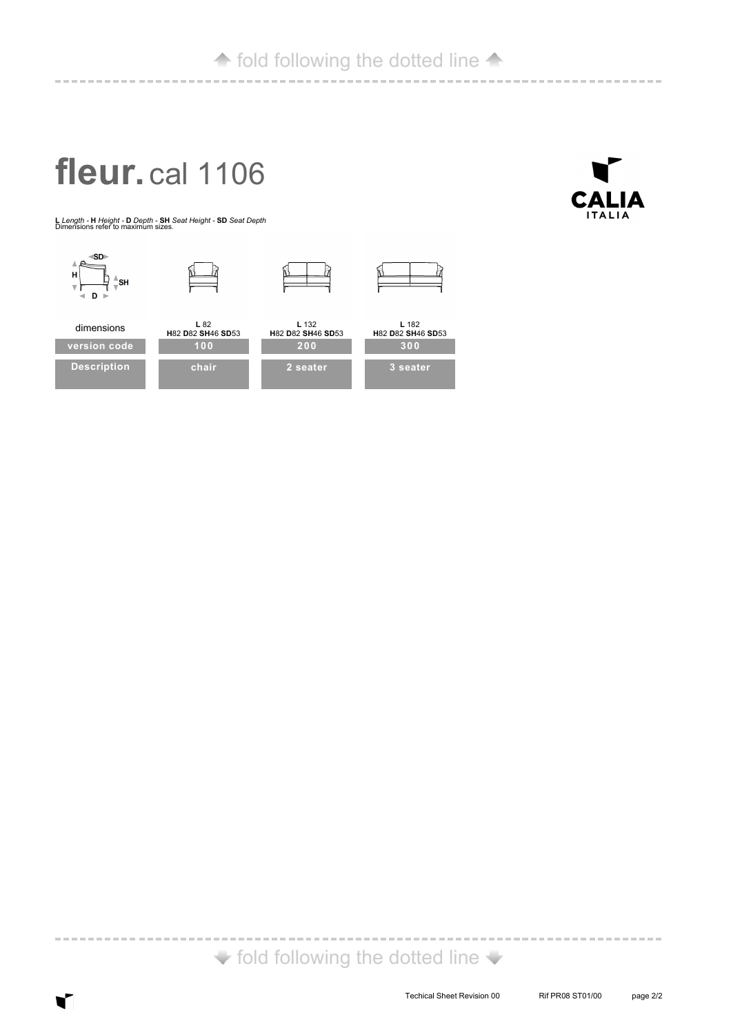↑ fold following the dotted line ↑

# **fleur.** cal 1106

**L** *Length* - **H** *Height* - **D** *Depth* - **SH** *Seat Height* - **SD** *Seat Depth*
Dimensions refer to maximum sizes.

| | | | |
|---|---|---|---|
| dimensions | **L** 82 **H**82 **D**82 **SH**46 **SD**53 | **L** 132 **H**82 **D**82 **SH**46 **SD**53 | **L** 182 **H**82 **D**82 **SH**46 **SD**53 |
| **version code** | **100** | **200** | **300** |
| **Description** | **chair** | **2 seater** | **3 seater** |

↓ fold following the dotted line ↓

Techical Sheet Revision 00 Rif PR08 ST01/00